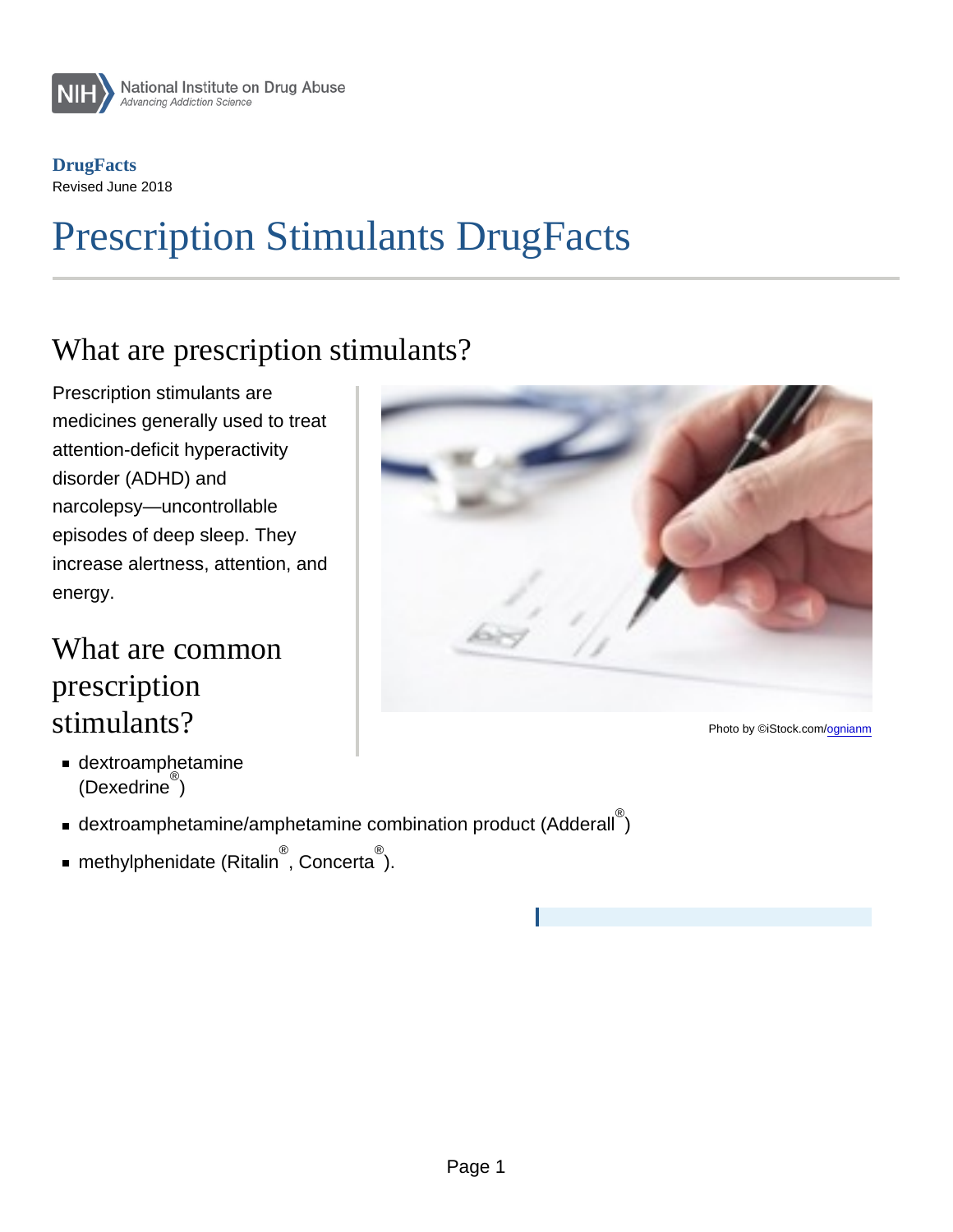National Institute on Drug Abuse
*Advancing Addiction Science*

**DrugFacts**
Revised June 2018

# Prescription Stimulants DrugFacts

## What are prescription stimulants?

Prescription stimulants are medicines generally used to treat attention-deficit hyperactivity disorder (ADHD) and narcolepsy—uncontrollable episodes of deep sleep. They increase alertness, attention, and energy.

Photo by ©iStock.com/ognianm

## What are common prescription stimulants?

- dextroamphetamine (Dexedrine®)
- dextroamphetamine/amphetamine combination product (Adderall®)
- methylphenidate (Ritalin®, Concerta®).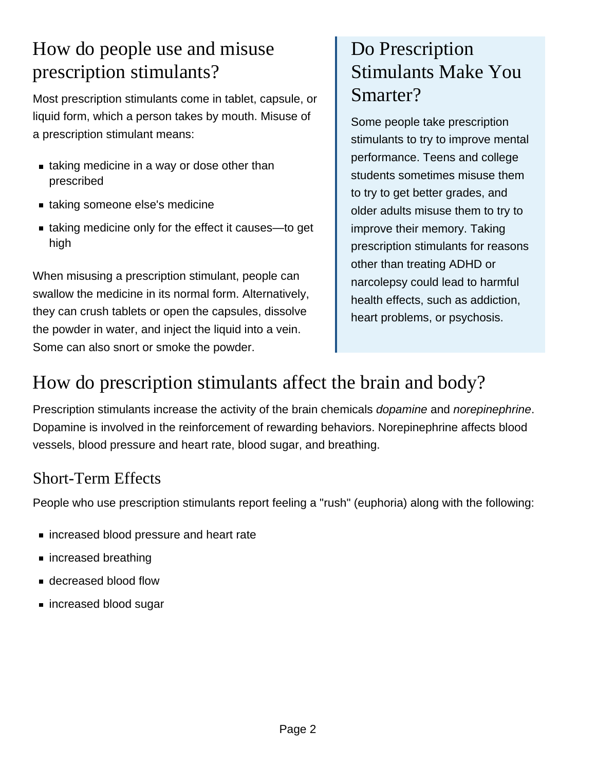## How do people use and misuse prescription stimulants?

Most prescription stimulants come in tablet, capsule, or liquid form, which a person takes by mouth. Misuse of a prescription stimulant means:

- taking medicine in a way or dose other than prescribed
- taking someone else's medicine
- taking medicine only for the effect it causes—to get high

When misusing a prescription stimulant, people can swallow the medicine in its normal form. Alternatively, they can crush tablets or open the capsules, dissolve the powder in water, and inject the liquid into a vein. Some can also snort or smoke the powder.

## Do Prescription Stimulants Make You Smarter?

Some people take prescription stimulants to try to improve mental performance. Teens and college students sometimes misuse them to try to get better grades, and older adults misuse them to try to improve their memory. Taking prescription stimulants for reasons other than treating ADHD or narcolepsy could lead to harmful health effects, such as addiction, heart problems, or psychosis.

## How do prescription stimulants affect the brain and body?

Prescription stimulants increase the activity of the brain chemicals *dopamine* and *norepinephrine*. Dopamine is involved in the reinforcement of rewarding behaviors. Norepinephrine affects blood vessels, blood pressure and heart rate, blood sugar, and breathing.

### Short-Term Effects

People who use prescription stimulants report feeling a "rush" (euphoria) along with the following:

- increased blood pressure and heart rate
- increased breathing
- decreased blood flow
- increased blood sugar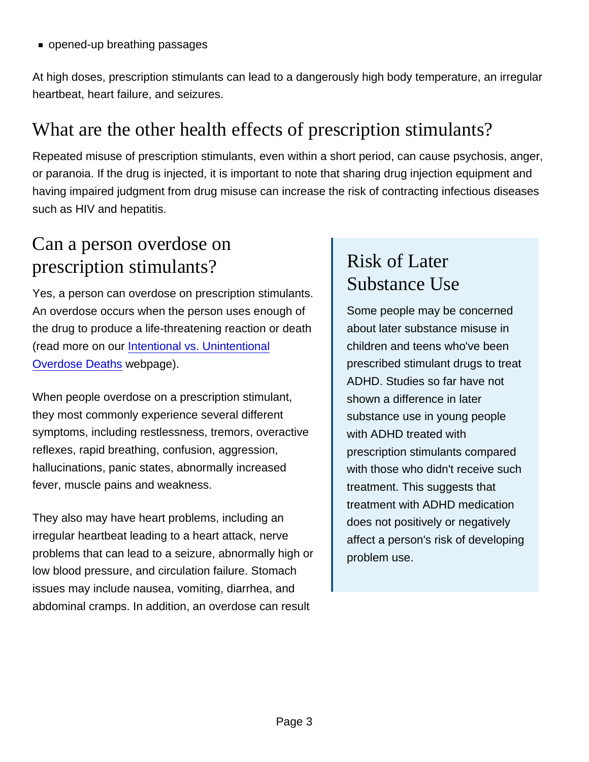- opened-up breathing passages

At high doses, prescription stimulants can lead to a dangerously high body temperature, an irregular heartbeat, heart failure, and seizures.

## What are the other health effects of prescription stimulants?

Repeated misuse of prescription stimulants, even within a short period, can cause psychosis, anger, or paranoia. If the drug is injected, it is important to note that sharing drug injection equipment and having impaired judgment from drug misuse can increase the risk of contracting infectious diseases such as HIV and hepatitis.

## Can a person overdose on prescription stimulants?

Yes, a person can overdose on prescription stimulants. An overdose occurs when the person uses enough of the drug to produce a life-threatening reaction or death (read more on our [Intentional vs. Unintentional Overdose Deaths] webpage).

When people overdose on a prescription stimulant, they most commonly experience several different symptoms, including restlessness, tremors, overactive reflexes, rapid breathing, confusion, aggression, hallucinations, panic states, abnormally increased fever, muscle pains and weakness.

They also may have heart problems, including an irregular heartbeat leading to a heart attack, nerve problems that can lead to a seizure, abnormally high or low blood pressure, and circulation failure. Stomach issues may include nausea, vomiting, diarrhea, and abdominal cramps. In addition, an overdose can result

### Risk of Later Substance Use

Some people may be concerned about later substance misuse in children and teens who've been prescribed stimulant drugs to treat ADHD. Studies so far have not shown a difference in later substance use in young people with ADHD treated with prescription stimulants compared with those who didn't receive such treatment. This suggests that treatment with ADHD medication does not positively or negatively affect a person's risk of developing problem use.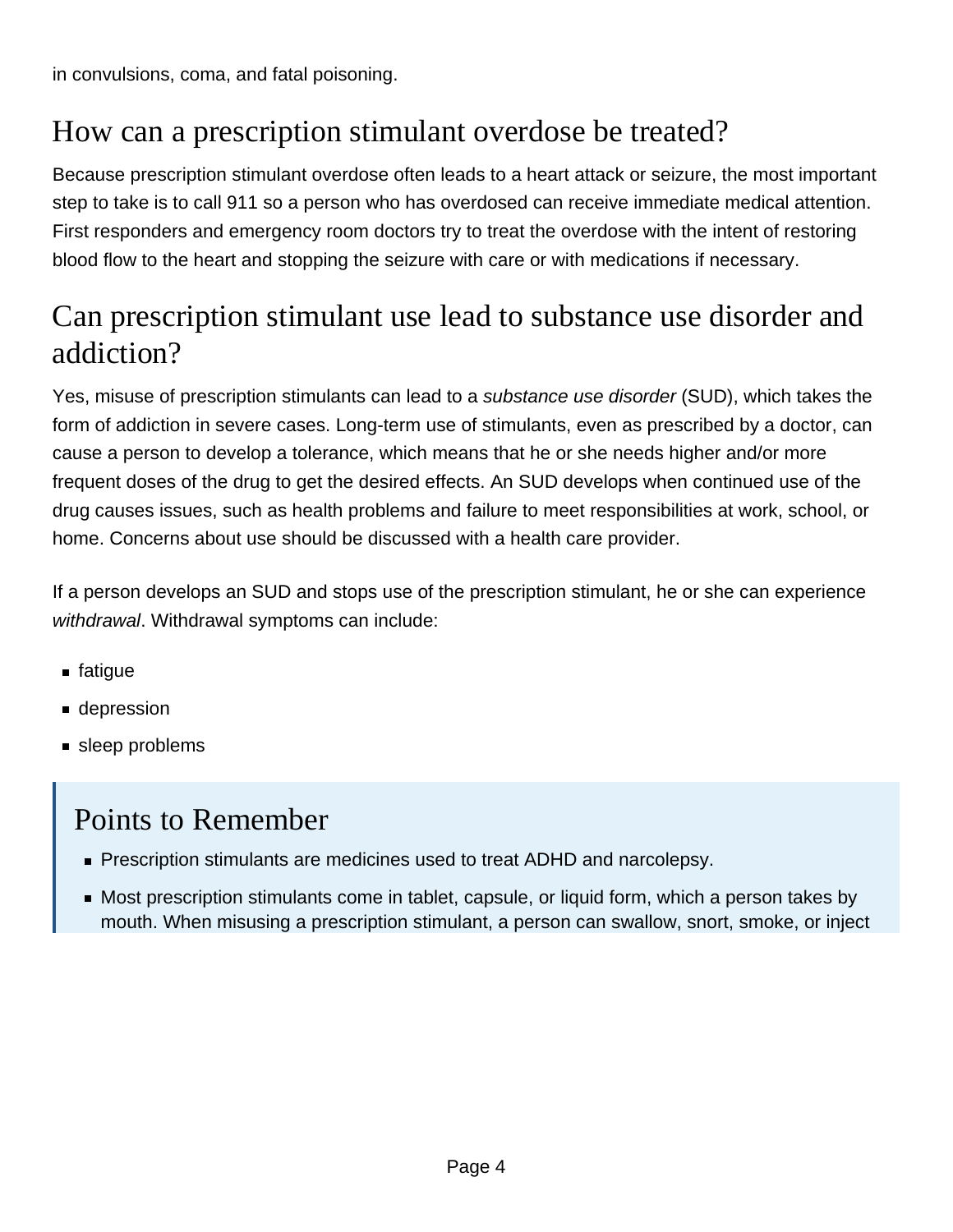in convulsions, coma, and fatal poisoning.

## How can a prescription stimulant overdose be treated?

Because prescription stimulant overdose often leads to a heart attack or seizure, the most important step to take is to call 911 so a person who has overdosed can receive immediate medical attention. First responders and emergency room doctors try to treat the overdose with the intent of restoring blood flow to the heart and stopping the seizure with care or with medications if necessary.

## Can prescription stimulant use lead to substance use disorder and addiction?

Yes, misuse of prescription stimulants can lead to a *substance use disorder* (SUD), which takes the form of addiction in severe cases. Long-term use of stimulants, even as prescribed by a doctor, can cause a person to develop a tolerance, which means that he or she needs higher and/or more frequent doses of the drug to get the desired effects. An SUD develops when continued use of the drug causes issues, such as health problems and failure to meet responsibilities at work, school, or home. Concerns about use should be discussed with a health care provider.

If a person develops an SUD and stops use of the prescription stimulant, he or she can experience *withdrawal*. Withdrawal symptoms can include:

- fatigue
- depression
- sleep problems

## Points to Remember

- Prescription stimulants are medicines used to treat ADHD and narcolepsy.
- Most prescription stimulants come in tablet, capsule, or liquid form, which a person takes by mouth. When misusing a prescription stimulant, a person can swallow, snort, smoke, or inject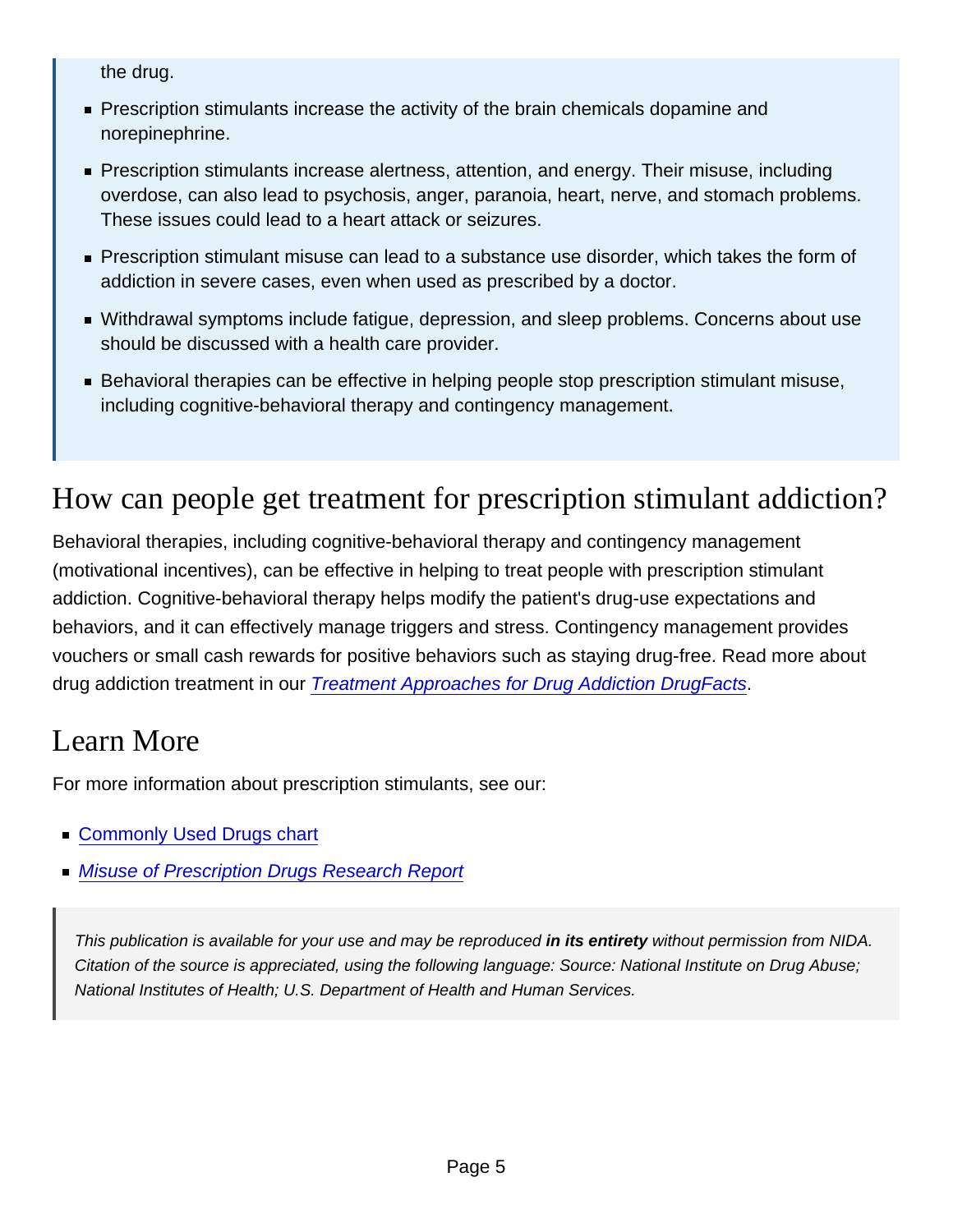the drug.

- Prescription stimulants increase the activity of the brain chemicals dopamine and norepinephrine.
- Prescription stimulants increase alertness, attention, and energy. Their misuse, including overdose, can also lead to psychosis, anger, paranoia, heart, nerve, and stomach problems. These issues could lead to a heart attack or seizures.
- Prescription stimulant misuse can lead to a substance use disorder, which takes the form of addiction in severe cases, even when used as prescribed by a doctor.
- Withdrawal symptoms include fatigue, depression, and sleep problems. Concerns about use should be discussed with a health care provider.
- Behavioral therapies can be effective in helping people stop prescription stimulant misuse, including cognitive-behavioral therapy and contingency management.

## How can people get treatment for prescription stimulant addiction?

Behavioral therapies, including cognitive-behavioral therapy and contingency management (motivational incentives), can be effective in helping to treat people with prescription stimulant addiction. Cognitive-behavioral therapy helps modify the patient's drug-use expectations and behaviors, and it can effectively manage triggers and stress. Contingency management provides vouchers or small cash rewards for positive behaviors such as staying drug-free. Read more about drug addiction treatment in our *Treatment Approaches for Drug Addiction DrugFacts*.

## Learn More

For more information about prescription stimulants, see our:

- Commonly Used Drugs chart
- *Misuse of Prescription Drugs Research Report*

*This publication is available for your use and may be reproduced* ***in its entirety*** *without permission from NIDA. Citation of the source is appreciated, using the following language: Source: National Institute on Drug Abuse; National Institutes of Health; U.S. Department of Health and Human Services.*